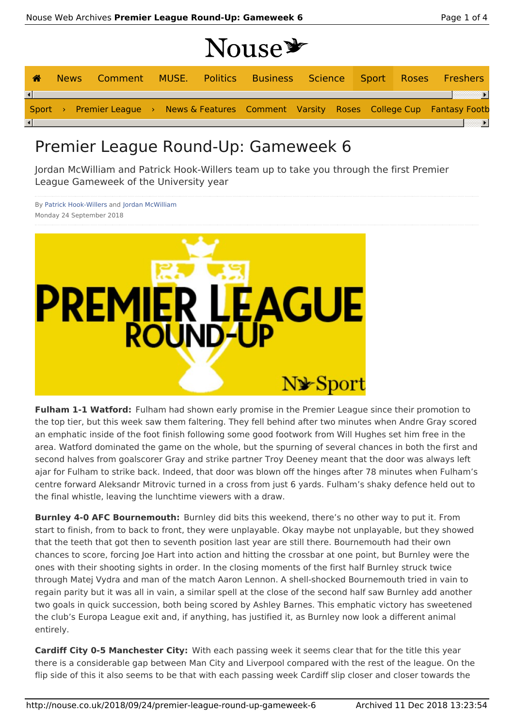# Premier League Round-Up: Gameweek 6

Jordan McWilliam and Patrick Hook-Willers team up to take you through the first Premier League Gameweek of the University year

By Patrick Hook-Willers and Jordan McWilliam
Monday 24 September 2018

**Fulham 1-1 Watford:** Fulham had shown early promise in the Premier League since their promotion to the top tier, but this week saw them faltering. They fell behind after two minutes when Andre Gray scored an emphatic inside of the foot finish following some good footwork from Will Hughes set him free in the area. Watford dominated the game on the whole, but the spurning of several chances in both the first and second halves from goalscorer Gray and strike partner Troy Deeney meant that the door was always left ajar for Fulham to strike back. Indeed, that door was blown off the hinges after 78 minutes when Fulham's centre forward Aleksandr Mitrovic turned in a cross from just 6 yards. Fulham's shaky defence held out to the final whistle, leaving the lunchtime viewers with a draw.

**Burnley 4-0 AFC Bournemouth:** Burnley did bits this weekend, there's no other way to put it. From start to finish, from to back to front, they were unplayable. Okay maybe not unplayable, but they showed that the teeth that got then to seventh position last year are still there. Bournemouth had their own chances to score, forcing Joe Hart into action and hitting the crossbar at one point, but Burnley were the ones with their shooting sights in order. In the closing moments of the first half Burnley struck twice through Matej Vydra and man of the match Aaron Lennon. A shell-shocked Bournemouth tried in vain to regain parity but it was all in vain, a similar spell at the close of the second half saw Burnley add another two goals in quick succession, both being scored by Ashley Barnes. This emphatic victory has sweetened the club's Europa League exit and, if anything, has justified it, as Burnley now look a different animal entirely.

**Cardiff City 0-5 Manchester City:** With each passing week it seems clear that for the title this year there is a considerable gap between Man City and Liverpool compared with the rest of the league. On the flip side of this it also seems to be that with each passing week Cardiff slip closer and closer towards the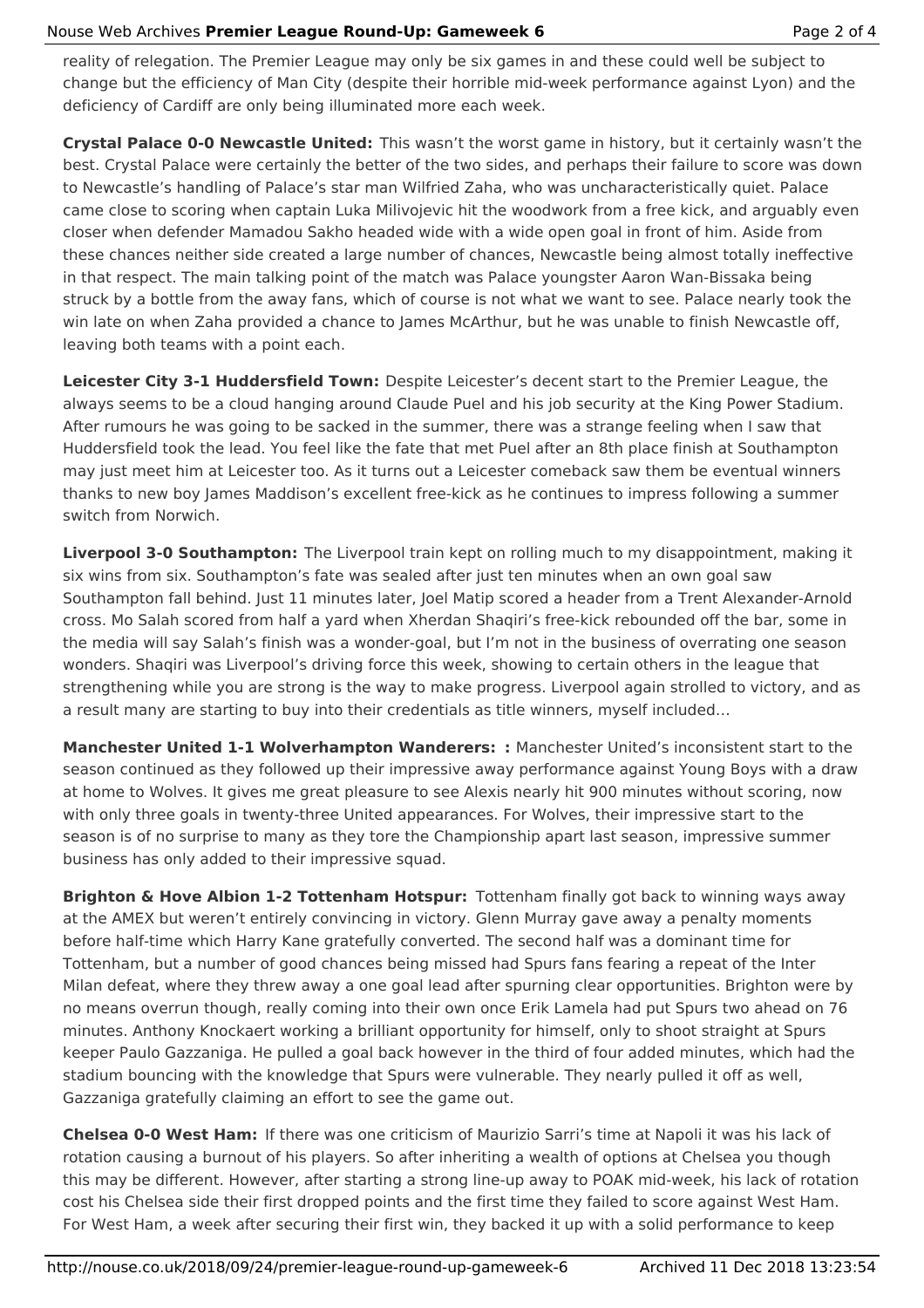reality of relegation. The Premier League may only be six games in and these could well be subject to change but the efficiency of Man City (despite their horrible mid-week performance against Lyon) and the deficiency of Cardiff are only being illuminated more each week.

**Crystal Palace 0-0 Newcastle United:** This wasn't the worst game in history, but it certainly wasn't the best. Crystal Palace were certainly the better of the two sides, and perhaps their failure to score was down to Newcastle's handling of Palace's star man Wilfried Zaha, who was uncharacteristically quiet. Palace came close to scoring when captain Luka Milivojevic hit the woodwork from a free kick, and arguably even closer when defender Mamadou Sakho headed wide with a wide open goal in front of him. Aside from these chances neither side created a large number of chances, Newcastle being almost totally ineffective in that respect. The main talking point of the match was Palace youngster Aaron Wan-Bissaka being struck by a bottle from the away fans, which of course is not what we want to see. Palace nearly took the win late on when Zaha provided a chance to James McArthur, but he was unable to finish Newcastle off, leaving both teams with a point each.

**Leicester City 3-1 Huddersfield Town:** Despite Leicester's decent start to the Premier League, the always seems to be a cloud hanging around Claude Puel and his job security at the King Power Stadium. After rumours he was going to be sacked in the summer, there was a strange feeling when I saw that Huddersfield took the lead. You feel like the fate that met Puel after an 8th place finish at Southampton may just meet him at Leicester too. As it turns out a Leicester comeback saw them be eventual winners thanks to new boy James Maddison's excellent free-kick as he continues to impress following a summer switch from Norwich.

**Liverpool 3-0 Southampton:** The Liverpool train kept on rolling much to my disappointment, making it six wins from six. Southampton's fate was sealed after just ten minutes when an own goal saw Southampton fall behind. Just 11 minutes later, Joel Matip scored a header from a Trent Alexander-Arnold cross. Mo Salah scored from half a yard when Xherdan Shaqiri's free-kick rebounded off the bar, some in the media will say Salah's finish was a wonder-goal, but I'm not in the business of overrating one season wonders. Shaqiri was Liverpool's driving force this week, showing to certain others in the league that strengthening while you are strong is the way to make progress. Liverpool again strolled to victory, and as a result many are starting to buy into their credentials as title winners, myself included…

**Manchester United 1-1 Wolverhampton Wanderers: :** Manchester United's inconsistent start to the season continued as they followed up their impressive away performance against Young Boys with a draw at home to Wolves. It gives me great pleasure to see Alexis nearly hit 900 minutes without scoring, now with only three goals in twenty-three United appearances. For Wolves, their impressive start to the season is of no surprise to many as they tore the Championship apart last season, impressive summer business has only added to their impressive squad.

**Brighton & Hove Albion 1-2 Tottenham Hotspur:** Tottenham finally got back to winning ways away at the AMEX but weren't entirely convincing in victory. Glenn Murray gave away a penalty moments before half-time which Harry Kane gratefully converted. The second half was a dominant time for Tottenham, but a number of good chances being missed had Spurs fans fearing a repeat of the Inter Milan defeat, where they threw away a one goal lead after spurning clear opportunities. Brighton were by no means overrun though, really coming into their own once Erik Lamela had put Spurs two ahead on 76 minutes. Anthony Knockaert working a brilliant opportunity for himself, only to shoot straight at Spurs keeper Paulo Gazzaniga. He pulled a goal back however in the third of four added minutes, which had the stadium bouncing with the knowledge that Spurs were vulnerable. They nearly pulled it off as well, Gazzaniga gratefully claiming an effort to see the game out.

**Chelsea 0-0 West Ham:** If there was one criticism of Maurizio Sarri's time at Napoli it was his lack of rotation causing a burnout of his players. So after inheriting a wealth of options at Chelsea you though this may be different. However, after starting a strong line-up away to POAK mid-week, his lack of rotation cost his Chelsea side their first dropped points and the first time they failed to score against West Ham. For West Ham, a week after securing their first win, they backed it up with a solid performance to keep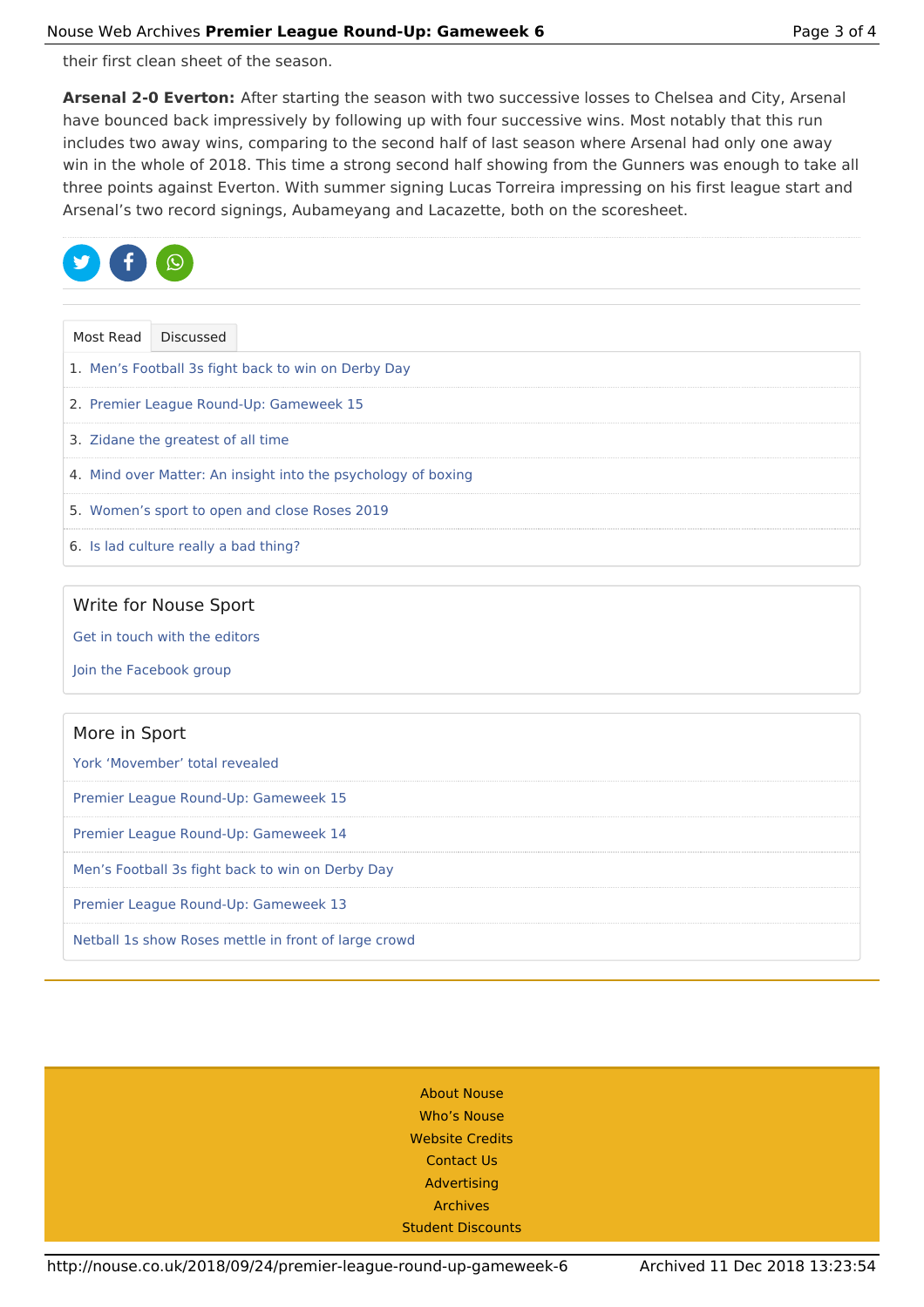their first clean sheet of the season.

**Arsenal 2-0 Everton:** After starting the season with two successive losses to Chelsea and City, Arsenal have bounced back impressively by following up with four successive wins. Most notably that this run includes two away wins, comparing to the second half of last season where Arsenal had only one away win in the whole of 2018. This time a strong second half showing from the Gunners was enough to take all three points against Everton. With summer signing Lucas Torreira impressing on his first league start and Arsenal's two record signings, Aubameyang and Lacazette, both on the scoresheet.

Most Read | Discussed

1. Men's Football 3s fight back to win on Derby Day
2. Premier League Round-Up: Gameweek 15
3. Zidane the greatest of all time
4. Mind over Matter: An insight into the psychology of boxing
5. Women's sport to open and close Roses 2019
6. Is lad culture really a bad thing?

### Write for Nouse Sport

Get in touch with the editors

Join the Facebook group

### More in Sport

- York 'Movember' total revealed
- Premier League Round-Up: Gameweek 15
- Premier League Round-Up: Gameweek 14
- Men's Football 3s fight back to win on Derby Day
- Premier League Round-Up: Gameweek 13
- Netball 1s show Roses mettle in front of large crowd

About Nouse
Who's Nouse
Website Credits
Contact Us
Advertising
Archives
Student Discounts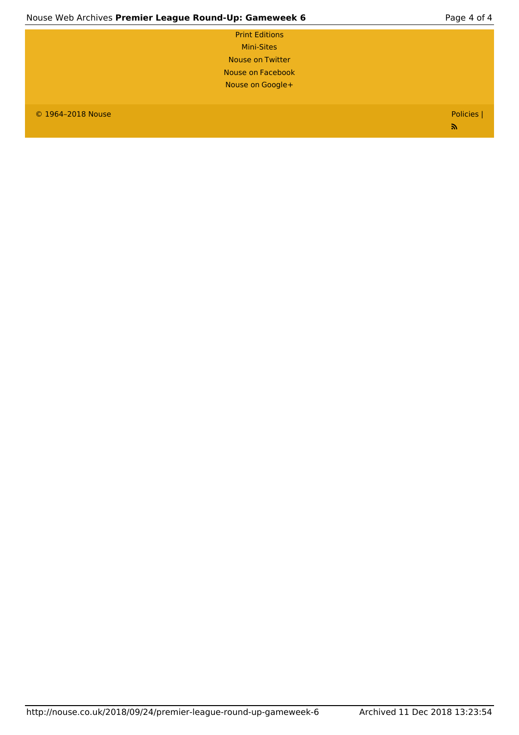Print Editions
Mini-Sites
Nouse on Twitter
Nouse on Facebook
Nouse on Google+

© 1964–2018 Nouse

Policies |